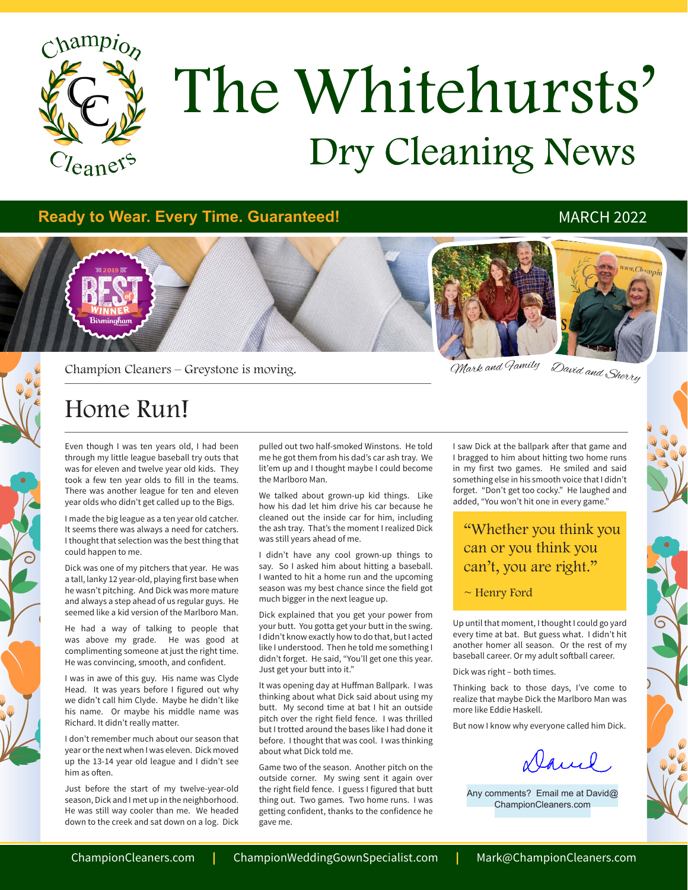Champion Cleaners

# The Whitehursts' Dry Cleaning News

**Ready to Wear. Every Time. Guaranteed!** MARCH 2022

2019 BEST of WINNER Birmingham

Mark and Family — David and Sherry

Champion Cleaners – Greystone is moving.

## Home Run!

Even though I was ten years old, I had been through my little league baseball try outs that was for eleven and twelve year old kids. They took a few ten year olds to fill in the teams. There was another league for ten and eleven year olds who didn't get called up to the Bigs.

I made the big league as a ten year old catcher. It seems there was always a need for catchers. I thought that selection was the best thing that could happen to me.

Dick was one of my pitchers that year. He was a tall, lanky 12 year-old, playing first base when he wasn't pitching. And Dick was more mature and always a step ahead of us regular guys. He seemed like a kid version of the Marlboro Man.

He had a way of talking to people that was above my grade. He was good at complimenting someone at just the right time. He was convincing, smooth, and confident.

I was in awe of this guy. His name was Clyde Head. It was years before I figured out why we didn't call him Clyde. Maybe he didn't like his name. Or maybe his middle name was Richard. It didn't really matter.

I don't remember much about our season that year or the next when I was eleven. Dick moved up the 13-14 year old league and I didn't see him as often.

Just before the start of my twelve-year-old season, Dick and I met up in the neighborhood. He was still way cooler than me. We headed down to the creek and sat down on a log. Dick pulled out two half-smoked Winstons. He told me he got them from his dad's car ash tray. We lit'em up and I thought maybe I could become the Marlboro Man.

We talked about grown-up kid things. Like how his dad let him drive his car because he cleaned out the inside car for him, including the ash tray. That's the moment I realized Dick was still years ahead of me.

I didn't have any cool grown-up things to say. So I asked him about hitting a baseball. I wanted to hit a home run and the upcoming season was my best chance since the field got much bigger in the next league up.

Dick explained that you get your power from your butt. You gotta get your butt in the swing. I didn't know exactly how to do that, but I acted like I understood. Then he told me something I didn't forget. He said, "You'll get one this year. Just get your butt into it."

It was opening day at Huffman Ballpark. I was thinking about what Dick said about using my butt. My second time at bat I hit an outside pitch over the right field fence. I was thrilled but I trotted around the bases like I had done it before. I thought that was cool. I was thinking about what Dick told me.

Game two of the season. Another pitch on the outside corner. My swing sent it again over the right field fence. I guess I figured that butt thing out. Two games. Two home runs. I was getting confident, thanks to the confidence he gave me.

I saw Dick at the ballpark after that game and I bragged to him about hitting two home runs in my first two games. He smiled and said something else in his smooth voice that I didn't forget. "Don't get too cocky." He laughed and added, "You won't hit one in every game."

> "Whether you think you can or you think you can't, you are right."
>
> ~ Henry Ford

Up until that moment, I thought I could go yard every time at bat. But guess what. I didn't hit another homer all season. Or the rest of my baseball career. Or my adult softball career.

Dick was right – both times.

Thinking back to those days, I've come to realize that maybe Dick the Marlboro Man was more like Eddie Haskell.

But now I know why everyone called him Dick.

David

Any comments? Email me at David@ChampionCleaners.com

ChampionCleaners.com | ChampionWeddingGownSpecialist.com | Mark@ChampionCleaners.com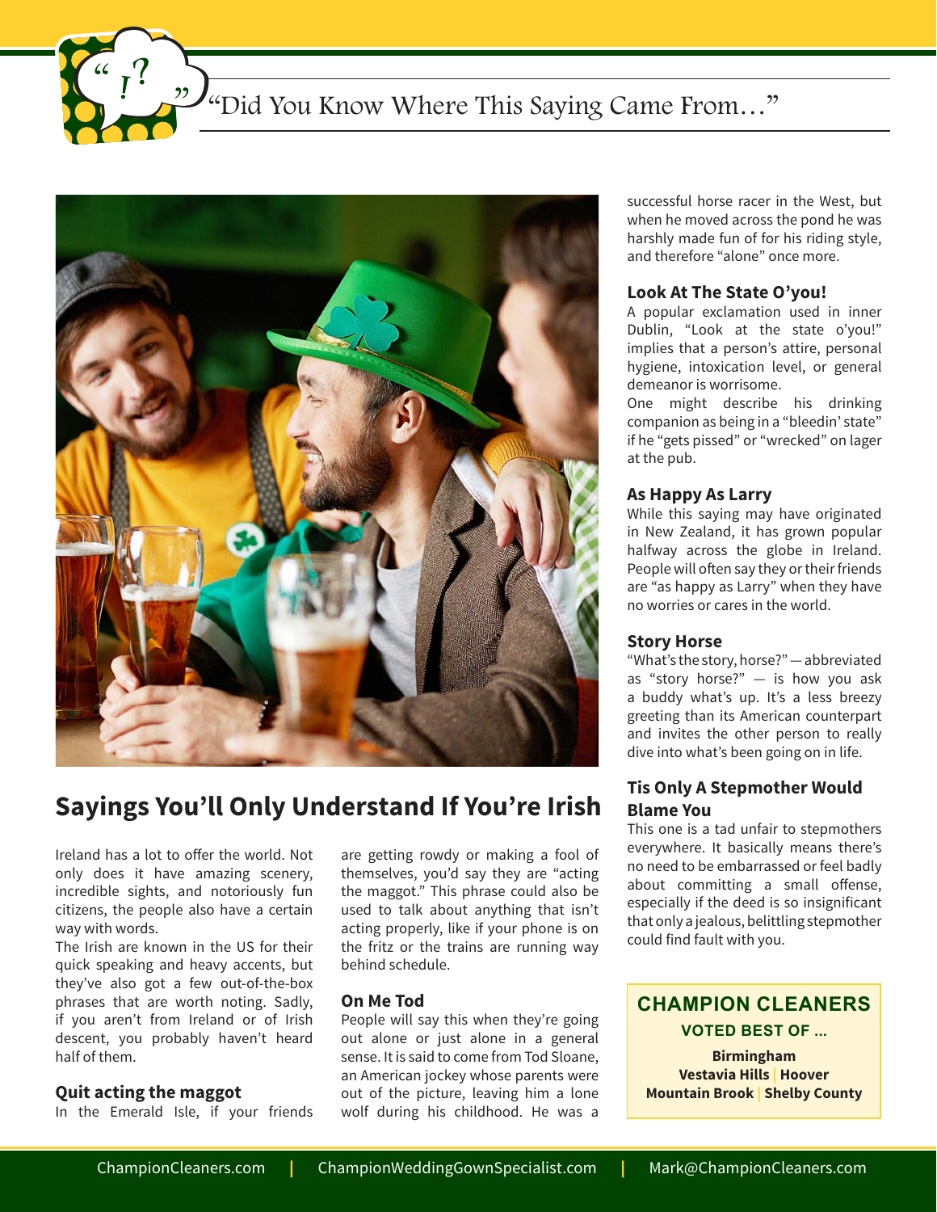"Did You Know Where This Saying Came From…"

## Sayings You'll Only Understand If You're Irish

Ireland has a lot to offer the world. Not only does it have amazing scenery, incredible sights, and notoriously fun citizens, the people also have a certain way with words.

The Irish are known in the US for their quick speaking and heavy accents, but they've also got a few out-of-the-box phrases that are worth noting. Sadly, if you aren't from Ireland or of Irish descent, you probably haven't heard half of them.

### Quit acting the maggot

In the Emerald Isle, if your friends are getting rowdy or making a fool of themselves, you'd say they are "acting the maggot." This phrase could also be used to talk about anything that isn't acting properly, like if your phone is on the fritz or the trains are running way behind schedule.

### On Me Tod

People will say this when they're going out alone or just alone in a general sense. It is said to come from Tod Sloane, an American jockey whose parents were out of the picture, leaving him a lone wolf during his childhood. He was a successful horse racer in the West, but when he moved across the pond he was harshly made fun of for his riding style, and therefore "alone" once more.

### Look At The State O'you!

A popular exclamation used in inner Dublin, "Look at the state o'you!" implies that a person's attire, personal hygiene, intoxication level, or general demeanor is worrisome.

One might describe his drinking companion as being in a "bleedin' state" if he "gets pissed" or "wrecked" on lager at the pub.

### As Happy As Larry

While this saying may have originated in New Zealand, it has grown popular halfway across the globe in Ireland. People will often say they or their friends are "as happy as Larry" when they have no worries or cares in the world.

### Story Horse

"What's the story, horse?" — abbreviated as "story horse?" — is how you ask a buddy what's up. It's a less breezy greeting than its American counterpart and invites the other person to really dive into what's been going on in life.

### Tis Only A Stepmother Would Blame You

This one is a tad unfair to stepmothers everywhere. It basically means there's no need to be embarrassed or feel badly about committing a small offense, especially if the deed is so insignificant that only a jealous, belittling stepmother could find fault with you.

**CHAMPION CLEANERS**
**VOTED BEST OF ...**
**Birmingham**
**Vestavia Hills | Hoover**
**Mountain Brook | Shelby County**

ChampionCleaners.com | ChampionWeddingGownSpecialist.com | Mark@ChampionCleaners.com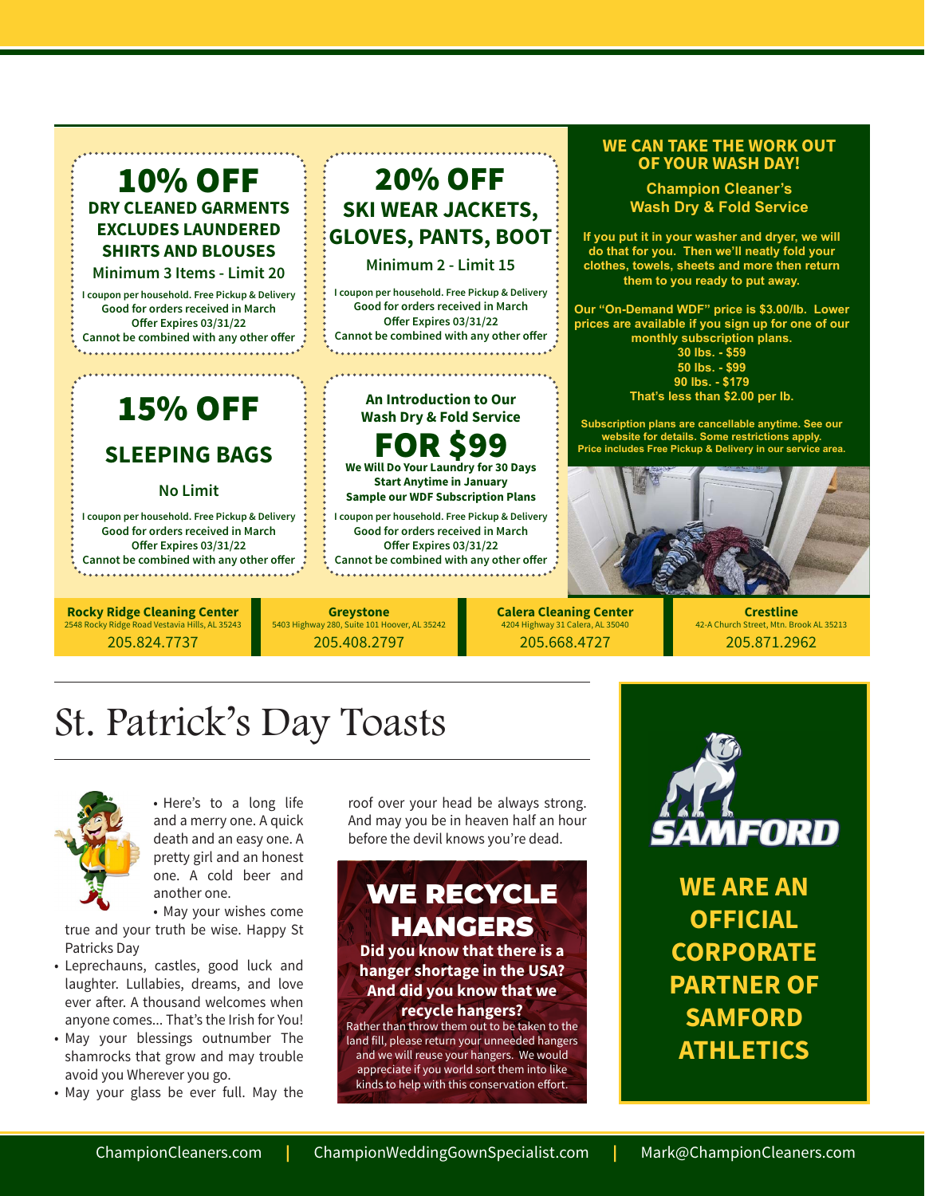## 10% OFF

**DRY CLEANED GARMENTS EXCLUDES LAUNDERED SHIRTS AND BLOUSES**

Minimum 3 Items - Limit 20

I coupon per household. Free Pickup & Delivery
Good for orders received in March
Offer Expires 03/31/22
Cannot be combined with any other offer

## 20% OFF

**SKI WEAR JACKETS, GLOVES, PANTS, BOOT**

Minimum 2 - Limit 15

I coupon per household. Free Pickup & Delivery
Good for orders received in March
Offer Expires 03/31/22
Cannot be combined with any other offer

## 15% OFF

**SLEEPING BAGS**

No Limit

I coupon per household. Free Pickup & Delivery
Good for orders received in March
Offer Expires 03/31/22
Cannot be combined with any other offer

**An Introduction to Our Wash Dry & Fold Service**

## FOR $99

**We Will Do Your Laundry for 30 Days
Start Anytime in January
Sample our WDF Subscription Plans**

I coupon per household. Free Pickup & Delivery
Good for orders received in March
Offer Expires 03/31/22
Cannot be combined with any other offer

### WE CAN TAKE THE WORK OUT OF YOUR WASH DAY!

**Champion Cleaner's Wash Dry & Fold Service**

**If you put it in your washer and dryer, we will do that for you. Then we'll neatly fold your clothes, towels, sheets and more then return them to you ready to put away.**

**Our "On-Demand WDF" price is $3.00/lb. Lower prices are available if you sign up for one of our monthly subscription plans.**

**30 lbs. - $59
50 lbs. - $99
90 lbs. - $179
That's less than $2.00 per lb.**

**Subscription plans are cancellable anytime. See our website for details. Some restrictions apply. Price includes Free Pickup & Delivery in our service area.**

**Rocky Ridge Cleaning Center**
2548 Rocky Ridge Road Vestavia Hills, AL 35243
205.824.7737

**Greystone**
5403 Highway 280, Suite 101 Hoover, AL 35242
205.408.2797

**Calera Cleaning Center**
4204 Highway 31 Calera, AL 35040
205.668.4727

**Crestline**
42-A Church Street, Mtn. Brook AL 35213
205.871.2962

# St. Patrick's Day Toasts

- Here's to a long life and a merry one. A quick death and an easy one. A pretty girl and an honest one. A cold beer and another one.
- May your wishes come true and your truth be wise. Happy St Patricks Day
- Leprechauns, castles, good luck and laughter. Lullabies, dreams, and love ever after. A thousand welcomes when anyone comes... That's the Irish for You!
- May your blessings outnumber The shamrocks that grow and may trouble avoid you Wherever you go.
- May your glass be ever full. May the roof over your head be always strong. And may you be in heaven half an hour before the devil knows you're dead.

## WE RECYCLE HANGERS

**Did you know that there is a hanger shortage in the USA? And did you know that we recycle hangers?**

Rather than throw them out to be taken to the land fill, please return your unneeded hangers and we will reuse your hangers. We would appreciate if you world sort them into like kinds to help with this conservation effort.

SAMFORD

## WE ARE AN OFFICIAL CORPORATE PARTNER OF SAMFORD ATHLETICS

ChampionCleaners.com | ChampionWeddingGownSpecialist.com | Mark@ChampionCleaners.com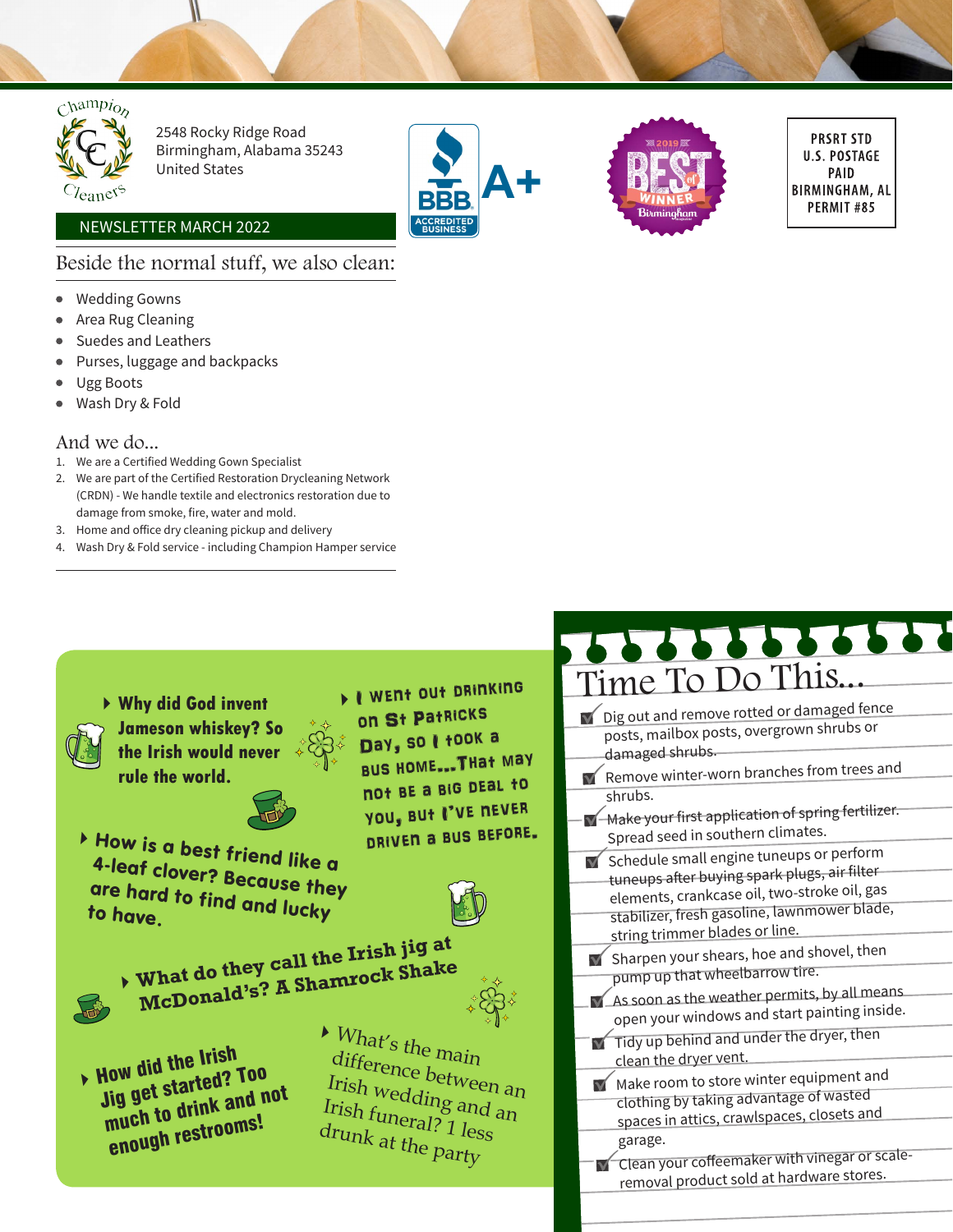Champion Cleaners

2548 Rocky Ridge Road
Birmingham, Alabama 35243
United States

BBB A+ ACCREDITED BUSINESS

2019 BEST of Birmingham WINNER

PRSRT STD
U.S. POSTAGE
PAID
BIRMINGHAM, AL
PERMIT #85

NEWSLETTER MARCH 2022

## Beside the normal stuff, we also clean:

- Wedding Gowns
- Area Rug Cleaning
- Suedes and Leathers
- Purses, luggage and backpacks
- Ugg Boots
- Wash Dry & Fold

## And we do...

1. We are a Certified Wedding Gown Specialist
2. We are part of the Certified Restoration Drycleaning Network (CRDN) - We handle textile and electronics restoration due to damage from smoke, fire, water and mold.
3. Home and office dry cleaning pickup and delivery
4. Wash Dry & Fold service - including Champion Hamper service

- **Why did God invent Jameson whiskey? So the Irish would never rule the world.**
- **I went out drinking on St Patricks Day, so I took a bus home...That may not be a big deal to you, but I've never driven a bus before.**
- **How is a best friend like a 4-leaf clover? Because they are hard to find and lucky to have.**
- **What do they call the Irish jig at McDonald's? A Shamrock Shake**
- **How did the Irish Jig get started? Too much to drink and not enough restrooms!**
- What's the main difference between an Irish wedding and an Irish funeral? 1 less drunk at the party

## Time To Do This...

- Dig out and remove rotted or damaged fence posts, mailbox posts, overgrown shrubs or damaged shrubs.
- Remove winter-worn branches from trees and shrubs.
- Make your first application of spring fertilizer. Spread seed in southern climates.
- Schedule small engine tuneups or perform tuneups after buying spark plugs, air filter elements, crankcase oil, two-stroke oil, gas stabilizer, fresh gasoline, lawnmower blade, string trimmer blades or line.
- Sharpen your shears, hoe and shovel, then pump up that wheelbarrow tire.
- As soon as the weather permits, by all means open your windows and start painting inside.
- Tidy up behind and under the dryer, then clean the dryer vent.
- Make room to store winter equipment and clothing by taking advantage of wasted spaces in attics, crawlspaces, closets and garage.
- Clean your coffeemaker with vinegar or scale-removal product sold at hardware stores.